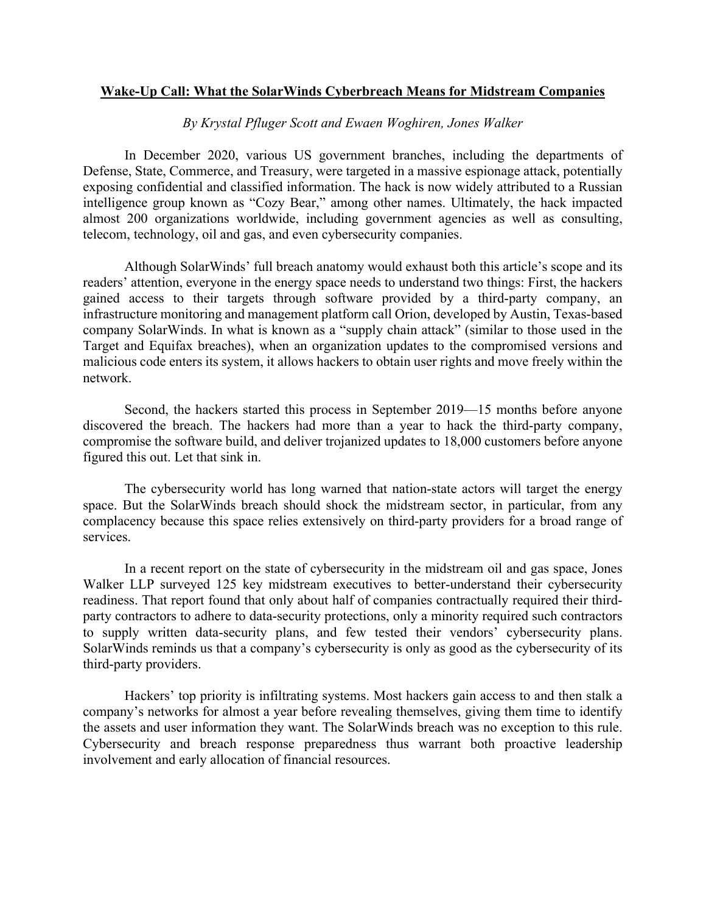**Wake-Up Call: What the SolarWinds Cyberbreach Means for Midstream Companies**

*By Krystal Pfluger Scott and Ewaen Woghiren, Jones Walker*

In December 2020, various US government branches, including the departments of Defense, State, Commerce, and Treasury, were targeted in a massive espionage attack, potentially exposing confidential and classified information. The hack is now widely attributed to a Russian intelligence group known as "Cozy Bear," among other names. Ultimately, the hack impacted almost 200 organizations worldwide, including government agencies as well as consulting, telecom, technology, oil and gas, and even cybersecurity companies.

Although SolarWinds' full breach anatomy would exhaust both this article's scope and its readers' attention, everyone in the energy space needs to understand two things: First, the hackers gained access to their targets through software provided by a third-party company, an infrastructure monitoring and management platform call Orion, developed by Austin, Texas-based company SolarWinds. In what is known as a "supply chain attack" (similar to those used in the Target and Equifax breaches), when an organization updates to the compromised versions and malicious code enters its system, it allows hackers to obtain user rights and move freely within the network.

Second, the hackers started this process in September 2019—15 months before anyone discovered the breach. The hackers had more than a year to hack the third-party company, compromise the software build, and deliver trojanized updates to 18,000 customers before anyone figured this out. Let that sink in.

The cybersecurity world has long warned that nation-state actors will target the energy space. But the SolarWinds breach should shock the midstream sector, in particular, from any complacency because this space relies extensively on third-party providers for a broad range of services.

In a recent report on the state of cybersecurity in the midstream oil and gas space, Jones Walker LLP surveyed 125 key midstream executives to better-understand their cybersecurity readiness. That report found that only about half of companies contractually required their third-party contractors to adhere to data-security protections, only a minority required such contractors to supply written data-security plans, and few tested their vendors' cybersecurity plans. SolarWinds reminds us that a company's cybersecurity is only as good as the cybersecurity of its third-party providers.

Hackers' top priority is infiltrating systems. Most hackers gain access to and then stalk a company's networks for almost a year before revealing themselves, giving them time to identify the assets and user information they want. The SolarWinds breach was no exception to this rule. Cybersecurity and breach response preparedness thus warrant both proactive leadership involvement and early allocation of financial resources.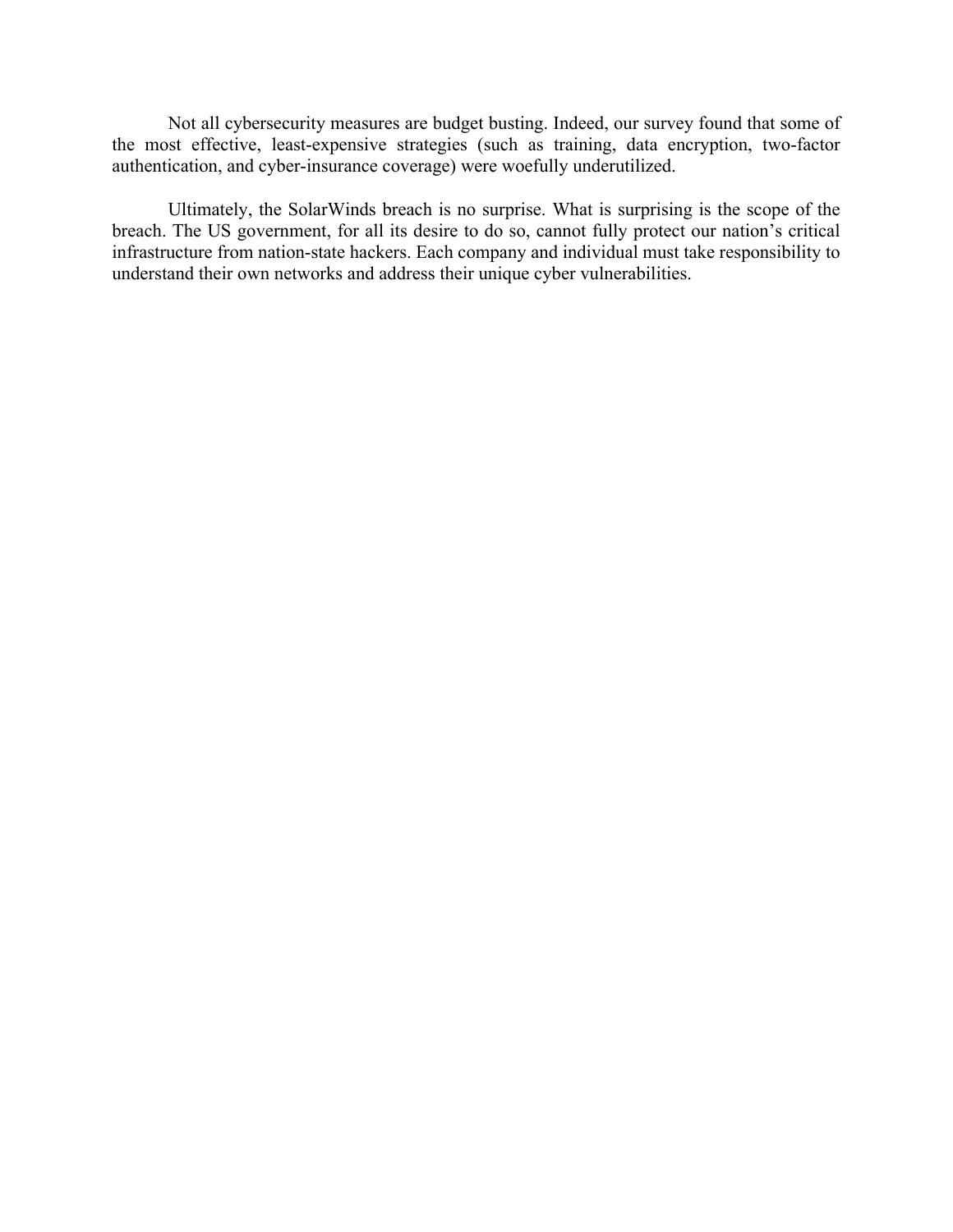Not all cybersecurity measures are budget busting. Indeed, our survey found that some of the most effective, least-expensive strategies (such as training, data encryption, two-factor authentication, and cyber-insurance coverage) were woefully underutilized.

Ultimately, the SolarWinds breach is no surprise. What is surprising is the scope of the breach. The US government, for all its desire to do so, cannot fully protect our nation's critical infrastructure from nation-state hackers. Each company and individual must take responsibility to understand their own networks and address their unique cyber vulnerabilities.